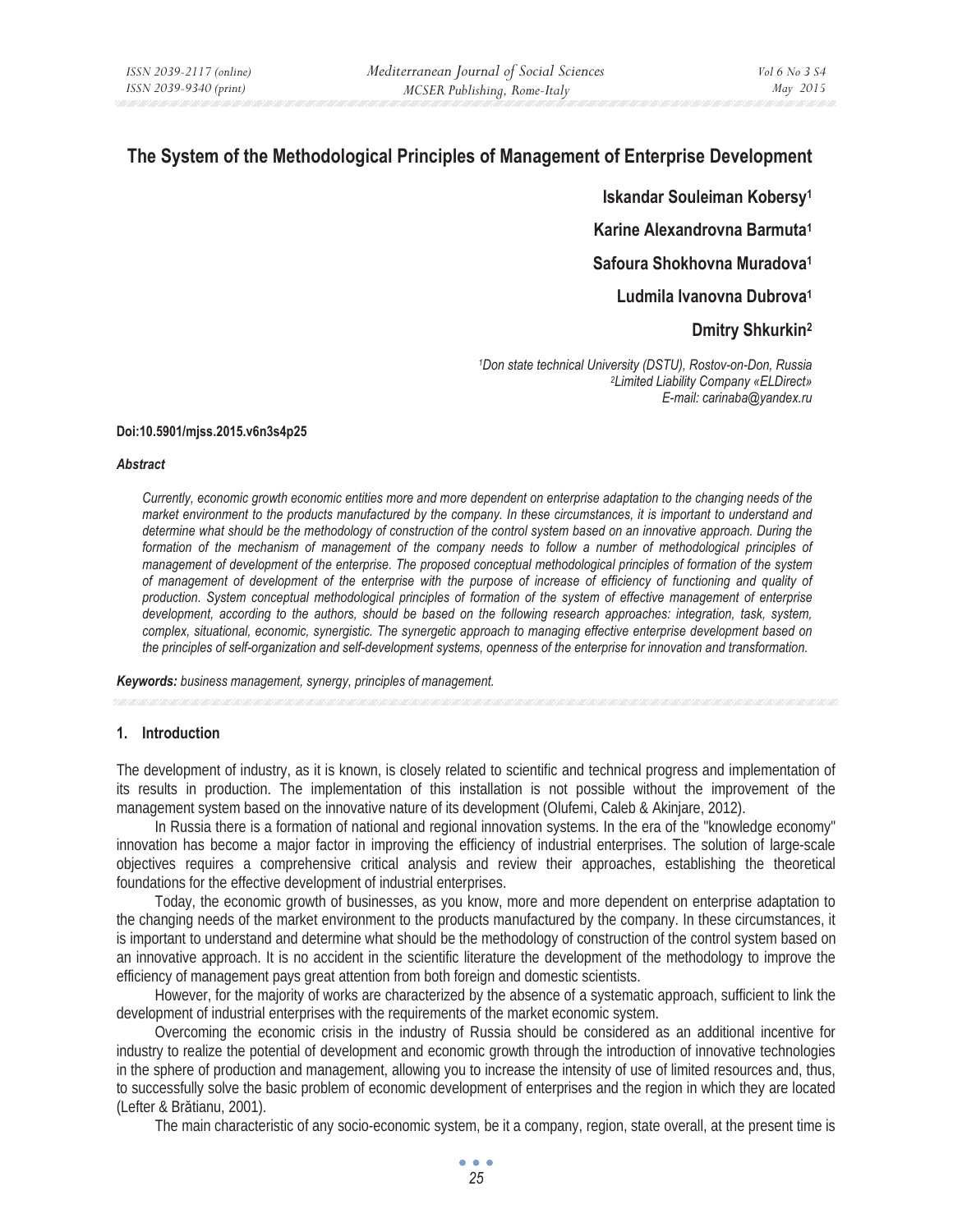# The System of the Methodological Principles of Management of Enterprise Development

**Iskandar Souleiman Kobersy[1]**

**Karine Alexandrovna Barmuta[1]**

**Safoura Shokhovna Muradova[1]**

**Ludmila Ivanovna Dubrova[1]**

**Dmitry Shkurkin[2]**

*[1]Don state technical University (DSTU), Rostov-on-Don, Russia*
*[2]Limited Liability Company «ELDirect»*
*E-mail: carinaba@yandex.ru*

**Doi:10.5901/mjss.2015.v6n3s4p25**

***Abstract***

*Currently, economic growth economic entities more and more dependent on enterprise adaptation to the changing needs of the market environment to the products manufactured by the company. In these circumstances, it is important to understand and determine what should be the methodology of construction of the control system based on an innovative approach. During the formation of the mechanism of management of the company needs to follow a number of methodological principles of management of development of the enterprise. The proposed conceptual methodological principles of formation of the system of management of development of the enterprise with the purpose of increase of efficiency of functioning and quality of production. System conceptual methodological principles of formation of the system of effective management of enterprise development, according to the authors, should be based on the following research approaches: integration, task, system, complex, situational, economic, synergistic. The synergetic approach to managing effective enterprise development based on the principles of self-organization and self-development systems, openness of the enterprise for innovation and transformation.*

***Keywords:*** *business management, synergy, principles of management.*

## 1. Introduction

The development of industry, as it is known, is closely related to scientific and technical progress and implementation of its results in production. The implementation of this installation is not possible without the improvement of the management system based on the innovative nature of its development (Olufemi, Caleb & Akinjare, 2012).

In Russia there is a formation of national and regional innovation systems. In the era of the "knowledge economy" innovation has become a major factor in improving the efficiency of industrial enterprises. The solution of large-scale objectives requires a comprehensive critical analysis and review their approaches, establishing the theoretical foundations for the effective development of industrial enterprises.

Today, the economic growth of businesses, as you know, more and more dependent on enterprise adaptation to the changing needs of the market environment to the products manufactured by the company. In these circumstances, it is important to understand and determine what should be the methodology of construction of the control system based on an innovative approach. It is no accident in the scientific literature the development of the methodology to improve the efficiency of management pays great attention from both foreign and domestic scientists.

However, for the majority of works are characterized by the absence of a systematic approach, sufficient to link the development of industrial enterprises with the requirements of the market economic system.

Overcoming the economic crisis in the industry of Russia should be considered as an additional incentive for industry to realize the potential of development and economic growth through the introduction of innovative technologies in the sphere of production and management, allowing you to increase the intensity of use of limited resources and, thus, to successfully solve the basic problem of economic development of enterprises and the region in which they are located (Lefter & Brătianu, 2001).

The main characteristic of any socio-economic system, be it a company, region, state overall, at the present time is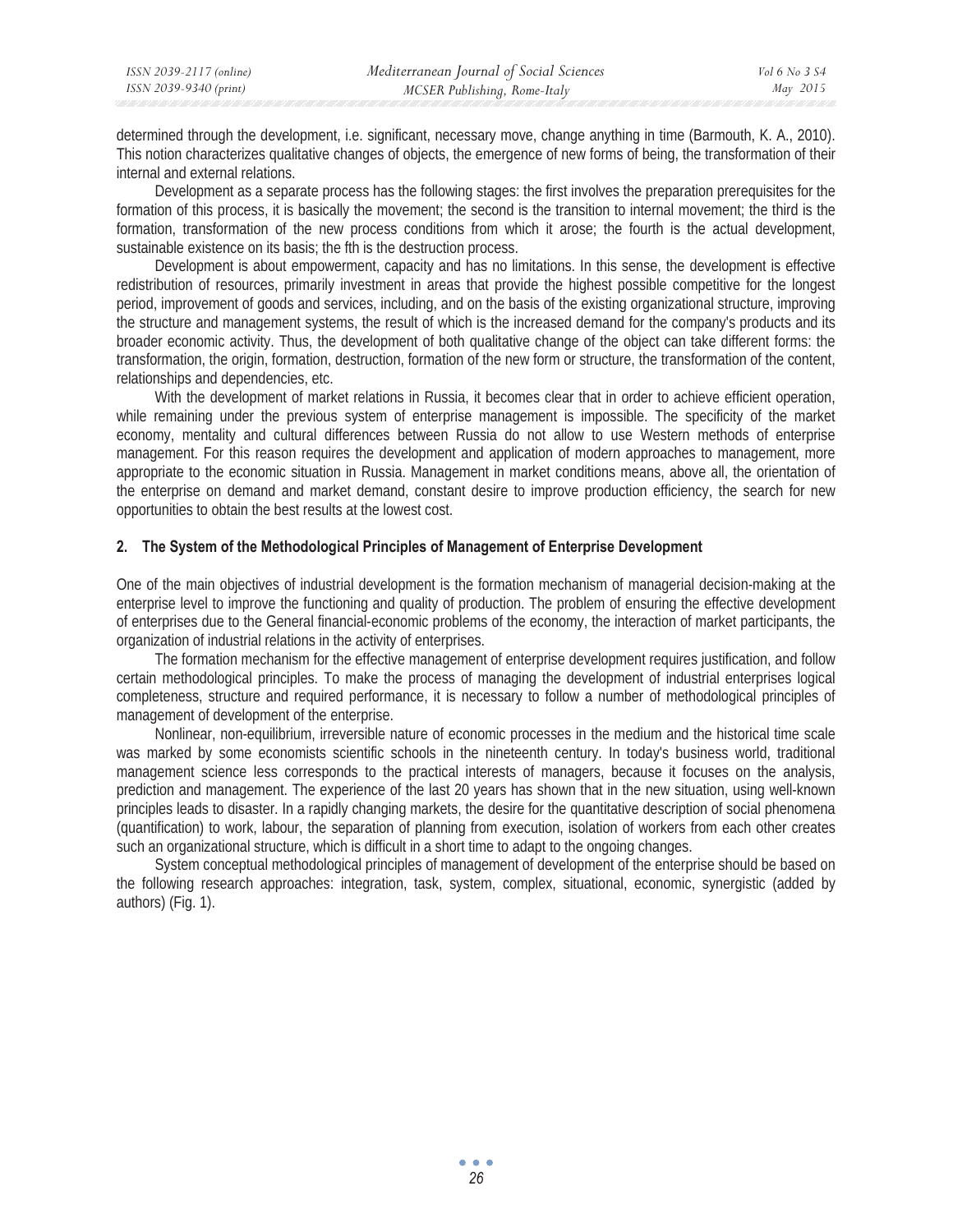determined through the development, i.e. significant, necessary move, change anything in time (Barmouth, K. A., 2010). This notion characterizes qualitative changes of objects, the emergence of new forms of being, the transformation of their internal and external relations.

Development as a separate process has the following stages: the first involves the preparation prerequisites for the formation of this process, it is basically the movement; the second is the transition to internal movement; the third is the formation, transformation of the new process conditions from which it arose; the fourth is the actual development, sustainable existence on its basis; the fth is the destruction process.

Development is about empowerment, capacity and has no limitations. In this sense, the development is effective redistribution of resources, primarily investment in areas that provide the highest possible competitive for the longest period, improvement of goods and services, including, and on the basis of the existing organizational structure, improving the structure and management systems, the result of which is the increased demand for the company's products and its broader economic activity. Thus, the development of both qualitative change of the object can take different forms: the transformation, the origin, formation, destruction, formation of the new form or structure, the transformation of the content, relationships and dependencies, etc.

With the development of market relations in Russia, it becomes clear that in order to achieve efficient operation, while remaining under the previous system of enterprise management is impossible. The specificity of the market economy, mentality and cultural differences between Russia do not allow to use Western methods of enterprise management. For this reason requires the development and application of modern approaches to management, more appropriate to the economic situation in Russia. Management in market conditions means, above all, the orientation of the enterprise on demand and market demand, constant desire to improve production efficiency, the search for new opportunities to obtain the best results at the lowest cost.

## 2. The System of the Methodological Principles of Management of Enterprise Development

One of the main objectives of industrial development is the formation mechanism of managerial decision-making at the enterprise level to improve the functioning and quality of production. The problem of ensuring the effective development of enterprises due to the General financial-economic problems of the economy, the interaction of market participants, the organization of industrial relations in the activity of enterprises.

The formation mechanism for the effective management of enterprise development requires justification, and follow certain methodological principles. To make the process of managing the development of industrial enterprises logical completeness, structure and required performance, it is necessary to follow a number of methodological principles of management of development of the enterprise.

Nonlinear, non-equilibrium, irreversible nature of economic processes in the medium and the historical time scale was marked by some economists scientific schools in the nineteenth century. In today's business world, traditional management science less corresponds to the practical interests of managers, because it focuses on the analysis, prediction and management. The experience of the last 20 years has shown that in the new situation, using well-known principles leads to disaster. In a rapidly changing markets, the desire for the quantitative description of social phenomena (quantification) to work, labour, the separation of planning from execution, isolation of workers from each other creates such an organizational structure, which is difficult in a short time to adapt to the ongoing changes.

System conceptual methodological principles of management of development of the enterprise should be based on the following research approaches: integration, task, system, complex, situational, economic, synergistic (added by authors) (Fig. 1).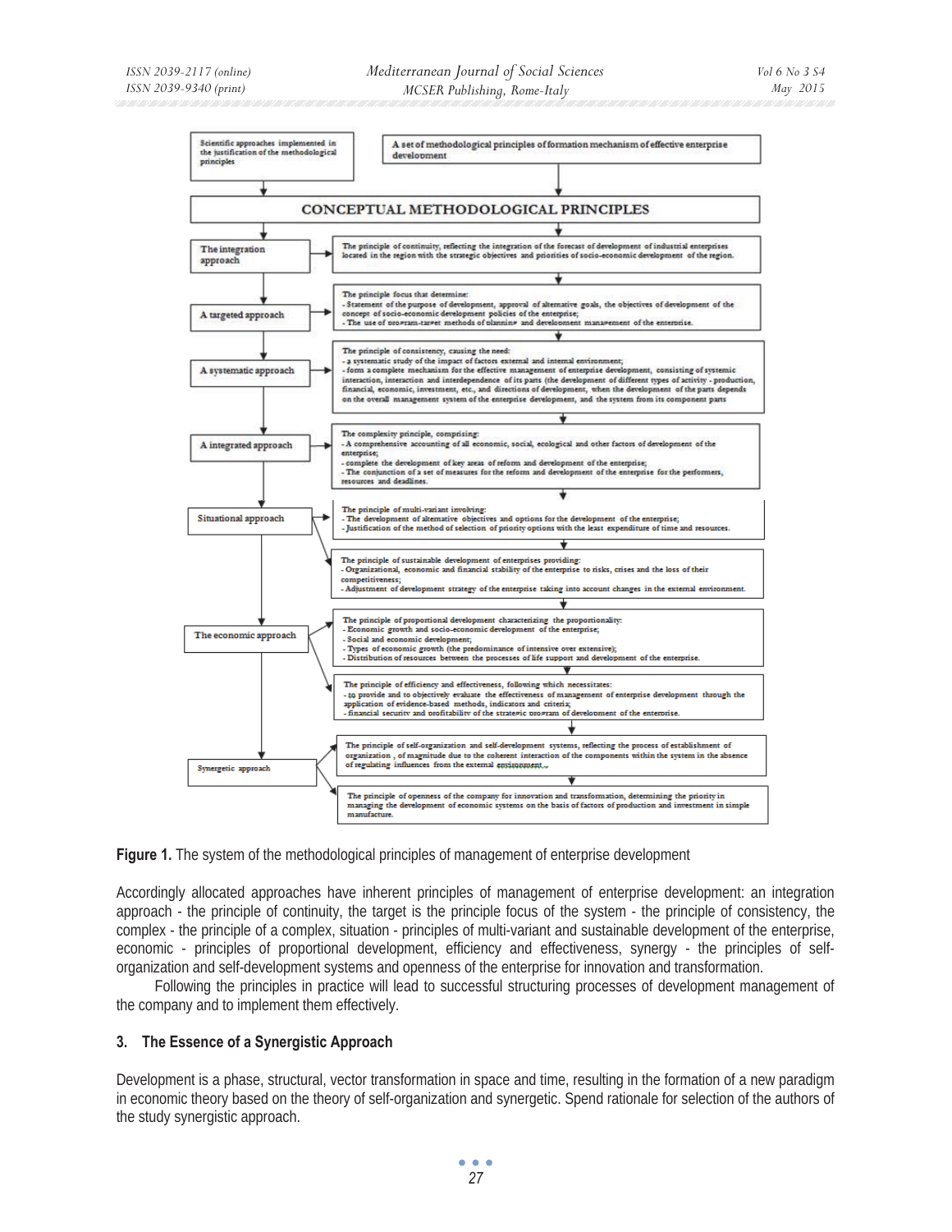Scientific approaches implemented in the justification of the methodological principles

A set of methodological principles of formation mechanism of effective enterprise development

**CONCEPTUAL METHODOLOGICAL PRINCIPLES**

**The integration approach** → The principle of continuity, reflecting the integration of the forecast of development of industrial enterprises located in the region with the strategic objectives and priorities of socio-economic development of the region.

**A targeted approach** → The principle focus that determine:
- Statement of the purpose of development, approval of alternative goals, the objectives of development of the concept of socio-economic development policies of the enterprise;
- The use of program-target methods of planning and development management of the enterprise.

**A systematic approach** → The principle of consistency, causing the need:
- a systematic study of the impact of factors external and internal environment;
- form a complete mechanism for the effective management of enterprise development, consisting of systemic interaction, interaction and interdependence of its parts (the development of different types of activity - production, financial, economic, investment, etc., and directions of development, when the development of the parts depends on the overall management system of the enterprise development, and the system from its component parts

**A integrated approach** → The complexity principle, comprising:
- A comprehensive accounting of all economic, social, ecological and other factors of development of the enterprise;
- complete the development of key areas of reform and development of the enterprise;
- The conjunction of a set of measures for the reform and development of the enterprise for the performers, resources and deadlines.

**Situational approach** → The principle of multi-variant involving:
- The development of alternative objectives and options for the development of the enterprise;
- Justification of the method of selection of priority options with the least expenditure of time and resources.

**Situational approach** → The principle of sustainable development of enterprises providing:
- Organizational, economic and financial stability of the enterprise to risks, crises and the loss of their competitiveness;
- Adjustment of development strategy of the enterprise taking into account changes in the external environment.

**The economic approach** → The principle of proportional development characterizing the proportionality:
- Economic growth and socio-economic development of the enterprise;
- Social and economic development;
- Types of economic growth (the predominance of intensive over extensive);
- Distribution of resources between the processes of life support and development of the enterprise.

**The economic approach** → The principle of efficiency and effectiveness, following which necessitates:
- to provide and to objectively evaluate the effectiveness of management of enterprise development through the application of evidence-based methods, indicators and criteria;
- financial security and profitability of the strategic program of development of the enterprise.

**Synergetic approach** → The principle of self-organization and self-development systems, reflecting the process of establishment of organization, of magnitude due to the coherent interaction of the components within the system in the absence of regulating influences from the external environment.

**Synergetic approach** → The principle of openness of the company for innovation and transformation, determining the priority in managing the development of economic systems on the basis of factors of production and investment in simple manufacture.

**Figure 1.** The system of the methodological principles of management of enterprise development

Accordingly allocated approaches have inherent principles of management of enterprise development: an integration approach - the principle of continuity, the target is the principle focus of the system - the principle of consistency, the complex - the principle of a complex, situation - principles of multi-variant and sustainable development of the enterprise, economic - principles of proportional development, efficiency and effectiveness, synergy - the principles of self-organization and self-development systems and openness of the enterprise for innovation and transformation.

Following the principles in practice will lead to successful structuring processes of development management of the company and to implement them effectively.

## 3. The Essence of a Synergistic Approach

Development is a phase, structural, vector transformation in space and time, resulting in the formation of a new paradigm in economic theory based on the theory of self-organization and synergetic. Spend rationale for selection of the authors of the study synergistic approach.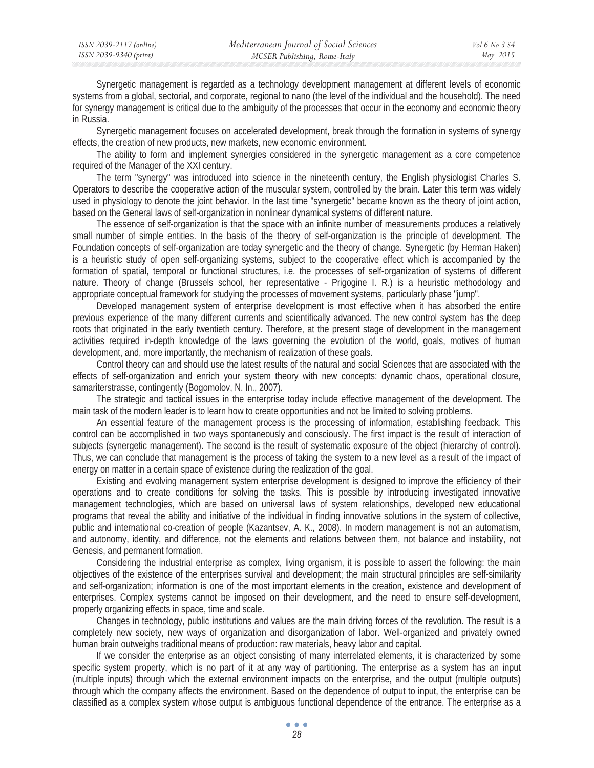Synergetic management is regarded as a technology development management at different levels of economic systems from a global, sectorial, and corporate, regional to nano (the level of the individual and the household). The need for synergy management is critical due to the ambiguity of the processes that occur in the economy and economic theory in Russia.

Synergetic management focuses on accelerated development, break through the formation in systems of synergy effects, the creation of new products, new markets, new economic environment.

The ability to form and implement synergies considered in the synergetic management as a core competence required of the Manager of the XXI century.

The term "synergy" was introduced into science in the nineteenth century, the English physiologist Charles S. Operators to describe the cooperative action of the muscular system, controlled by the brain. Later this term was widely used in physiology to denote the joint behavior. In the last time "synergetic" became known as the theory of joint action, based on the General laws of self-organization in nonlinear dynamical systems of different nature.

The essence of self-organization is that the space with an infinite number of measurements produces a relatively small number of simple entities. In the basis of the theory of self-organization is the principle of development. The Foundation concepts of self-organization are today synergetic and the theory of change. Synergetic (by Herman Haken) is a heuristic study of open self-organizing systems, subject to the cooperative effect which is accompanied by the formation of spatial, temporal or functional structures, i.e. the processes of self-organization of systems of different nature. Theory of change (Brussels school, her representative - Prigogine I. R.) is a heuristic methodology and appropriate conceptual framework for studying the processes of movement systems, particularly phase "jump".

Developed management system of enterprise development is most effective when it has absorbed the entire previous experience of the many different currents and scientifically advanced. The new control system has the deep roots that originated in the early twentieth century. Therefore, at the present stage of development in the management activities required in-depth knowledge of the laws governing the evolution of the world, goals, motives of human development, and, more importantly, the mechanism of realization of these goals.

Control theory can and should use the latest results of the natural and social Sciences that are associated with the effects of self-organization and enrich your system theory with new concepts: dynamic chaos, operational closure, samariterstrasse, contingently (Bogomolov, N. In., 2007).

The strategic and tactical issues in the enterprise today include effective management of the development. The main task of the modern leader is to learn how to create opportunities and not be limited to solving problems.

An essential feature of the management process is the processing of information, establishing feedback. This control can be accomplished in two ways spontaneously and consciously. The first impact is the result of interaction of subjects (synergetic management). The second is the result of systematic exposure of the object (hierarchy of control). Thus, we can conclude that management is the process of taking the system to a new level as a result of the impact of energy on matter in a certain space of existence during the realization of the goal.

Existing and evolving management system enterprise development is designed to improve the efficiency of their operations and to create conditions for solving the tasks. This is possible by introducing investigated innovative management technologies, which are based on universal laws of system relationships, developed new educational programs that reveal the ability and initiative of the individual in finding innovative solutions in the system of collective, public and international co-creation of people (Kazantsev, A. K., 2008). In modern management is not an automatism, and autonomy, identity, and difference, not the elements and relations between them, not balance and instability, not Genesis, and permanent formation.

Considering the industrial enterprise as complex, living organism, it is possible to assert the following: the main objectives of the existence of the enterprises survival and development; the main structural principles are self-similarity and self-organization; information is one of the most important elements in the creation, existence and development of enterprises. Complex systems cannot be imposed on their development, and the need to ensure self-development, properly organizing effects in space, time and scale.

Changes in technology, public institutions and values are the main driving forces of the revolution. The result is a completely new society, new ways of organization and disorganization of labor. Well-organized and privately owned human brain outweighs traditional means of production: raw materials, heavy labor and capital.

If we consider the enterprise as an object consisting of many interrelated elements, it is characterized by some specific system property, which is no part of it at any way of partitioning. The enterprise as a system has an input (multiple inputs) through which the external environment impacts on the enterprise, and the output (multiple outputs) through which the company affects the environment. Based on the dependence of output to input, the enterprise can be classified as a complex system whose output is ambiguous functional dependence of the entrance. The enterprise as a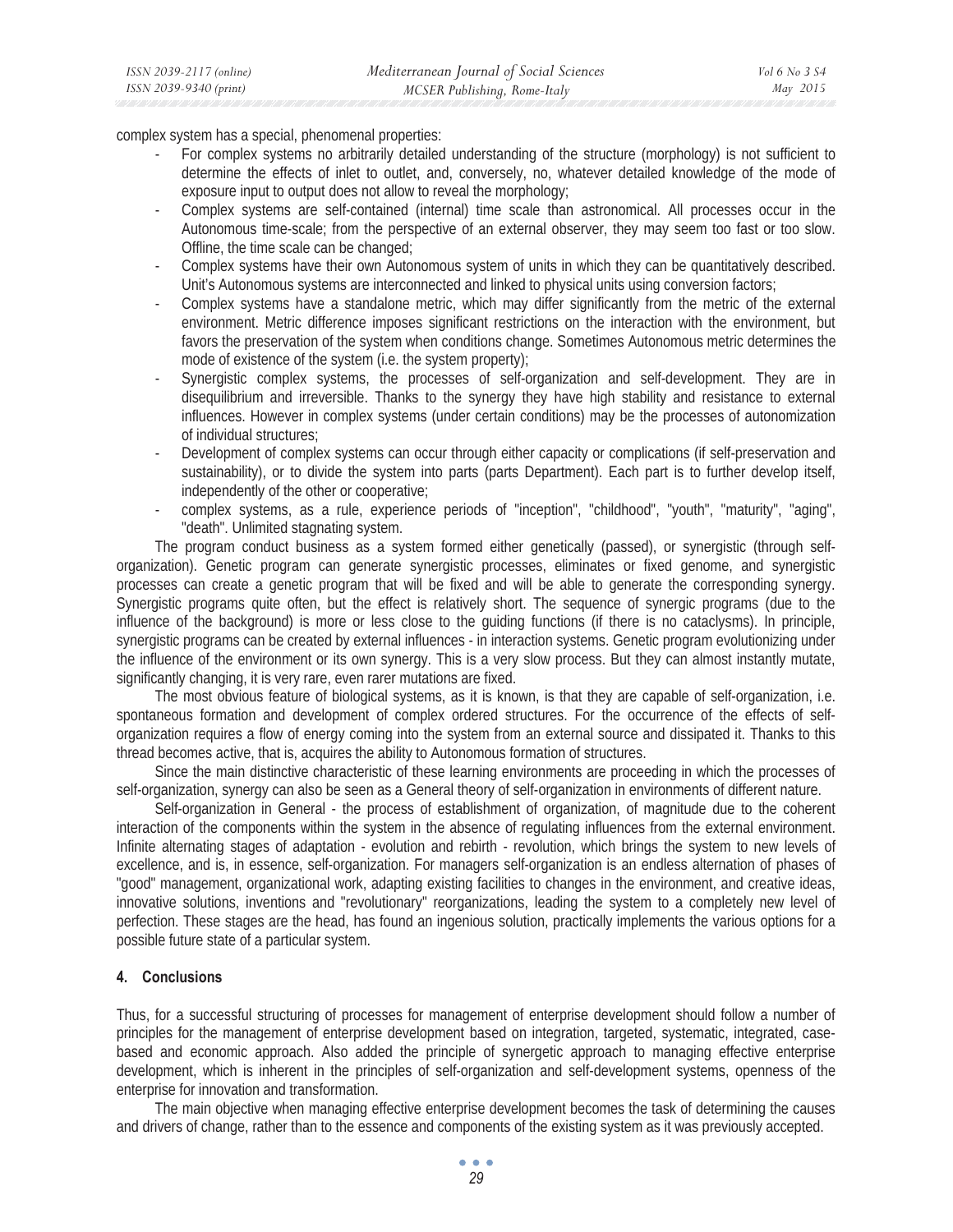complex system has a special, phenomenal properties:

- For complex systems no arbitrarily detailed understanding of the structure (morphology) is not sufficient to determine the effects of inlet to outlet, and, conversely, no, whatever detailed knowledge of the mode of exposure input to output does not allow to reveal the morphology;
- Complex systems are self-contained (internal) time scale than astronomical. All processes occur in the Autonomous time-scale; from the perspective of an external observer, they may seem too fast or too slow. Offline, the time scale can be changed;
- Complex systems have their own Autonomous system of units in which they can be quantitatively described. Unit's Autonomous systems are interconnected and linked to physical units using conversion factors;
- Complex systems have a standalone metric, which may differ significantly from the metric of the external environment. Metric difference imposes significant restrictions on the interaction with the environment, but favors the preservation of the system when conditions change. Sometimes Autonomous metric determines the mode of existence of the system (i.e. the system property);
- Synergistic complex systems, the processes of self-organization and self-development. They are in disequilibrium and irreversible. Thanks to the synergy they have high stability and resistance to external influences. However in complex systems (under certain conditions) may be the processes of autonomization of individual structures;
- Development of complex systems can occur through either capacity or complications (if self-preservation and sustainability), or to divide the system into parts (parts Department). Each part is to further develop itself, independently of the other or cooperative;
- complex systems, as a rule, experience periods of "inception", "childhood", "youth", "maturity", "aging", "death". Unlimited stagnating system.

The program conduct business as a system formed either genetically (passed), or synergistic (through self-organization). Genetic program can generate synergistic processes, eliminates or fixed genome, and synergistic processes can create a genetic program that will be fixed and will be able to generate the corresponding synergy. Synergistic programs quite often, but the effect is relatively short. The sequence of synergic programs (due to the influence of the background) is more or less close to the guiding functions (if there is no cataclysms). In principle, synergistic programs can be created by external influences - in interaction systems. Genetic program evolutionizing under the influence of the environment or its own synergy. This is a very slow process. But they can almost instantly mutate, significantly changing, it is very rare, even rarer mutations are fixed.

The most obvious feature of biological systems, as it is known, is that they are capable of self-organization, i.e. spontaneous formation and development of complex ordered structures. For the occurrence of the effects of self-organization requires a flow of energy coming into the system from an external source and dissipated it. Thanks to this thread becomes active, that is, acquires the ability to Autonomous formation of structures.

Since the main distinctive characteristic of these learning environments are proceeding in which the processes of self-organization, synergy can also be seen as a General theory of self-organization in environments of different nature.

Self-organization in General - the process of establishment of organization, of magnitude due to the coherent interaction of the components within the system in the absence of regulating influences from the external environment. Infinite alternating stages of adaptation - evolution and rebirth - revolution, which brings the system to new levels of excellence, and is, in essence, self-organization. For managers self-organization is an endless alternation of phases of "good" management, organizational work, adapting existing facilities to changes in the environment, and creative ideas, innovative solutions, inventions and "revolutionary" reorganizations, leading the system to a completely new level of perfection. These stages are the head, has found an ingenious solution, practically implements the various options for a possible future state of a particular system.

## 4. Conclusions

Thus, for a successful structuring of processes for management of enterprise development should follow a number of principles for the management of enterprise development based on integration, targeted, systematic, integrated, case-based and economic approach. Also added the principle of synergetic approach to managing effective enterprise development, which is inherent in the principles of self-organization and self-development systems, openness of the enterprise for innovation and transformation.

The main objective when managing effective enterprise development becomes the task of determining the causes and drivers of change, rather than to the essence and components of the existing system as it was previously accepted.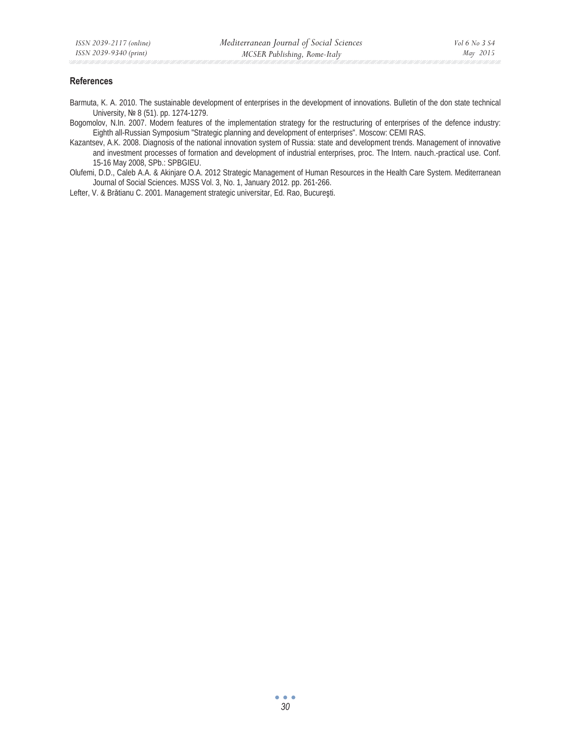## References

Barmuta, K. A. 2010. The sustainable development of enterprises in the development of innovations. Bulletin of the don state technical University, № 8 (51). pp. 1274-1279.

Bogomolov, N.In. 2007. Modern features of the implementation strategy for the restructuring of enterprises of the defence industry: Eighth all-Russian Symposium "Strategic planning and development of enterprises". Moscow: CEMI RAS.

Kazantsev, A.K. 2008. Diagnosis of the national innovation system of Russia: state and development trends. Management of innovative and investment processes of formation and development of industrial enterprises, proc. The Intern. nauch.-practical use. Conf. 15-16 May 2008, SPb.: SPBGIEU.

Olufemi, D.D., Caleb A.A. & Akinjare O.A. 2012 Strategic Management of Human Resources in the Health Care System. Mediterranean Journal of Social Sciences. MJSS Vol. 3, No. 1, January 2012. pp. 261-266.

Lefter, V. & Brătianu C. 2001. Management strategic universitar, Ed. Rao, Bucureşti.